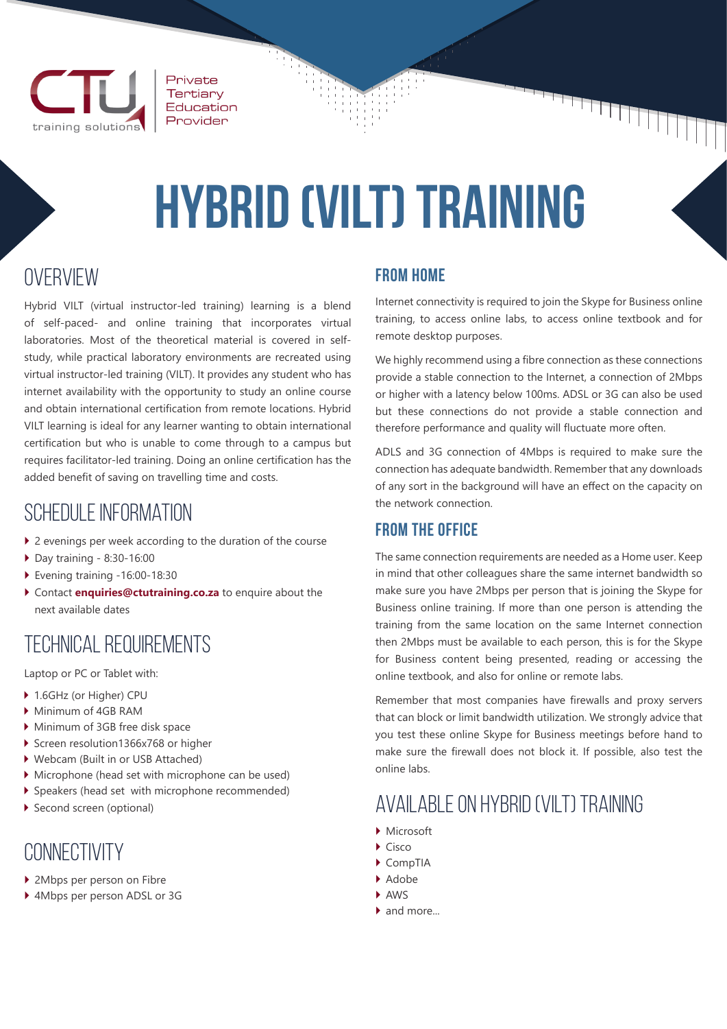CTU training solutions | Private Tertiary Education Provider

# HYBRID (VILT) TRAINING

## OVERVIEW

Hybrid VILT (virtual instructor-led training) learning is a blend of self-paced- and online training that incorporates virtual laboratories. Most of the theoretical material is covered in self-study, while practical laboratory environments are recreated using virtual instructor-led training (VILT). It provides any student who has internet availability with the opportunity to study an online course and obtain international certification from remote locations. Hybrid VILT learning is ideal for any learner wanting to obtain international certification but who is unable to come through to a campus but requires facilitator-led training. Doing an online certification has the added benefit of saving on travelling time and costs.

## SCHEDULE INFORMATION

- 2 evenings per week according to the duration of the course
- Day training - 8:30-16:00
- Evening training -16:00-18:30
- Contact **enquiries@ctutraining.co.za** to enquire about the next available dates

## TECHNICAL REQUIREMENTS

Laptop or PC or Tablet with:

- 1.6GHz (or Higher) CPU
- Minimum of 4GB RAM
- Minimum of 3GB free disk space
- Screen resolution1366x768 or higher
- Webcam (Built in or USB Attached)
- Microphone (head set with microphone can be used)
- Speakers (head set with microphone recommended)
- Second screen (optional)

## CONNECTIVITY

- 2Mbps per person on Fibre
- 4Mbps per person ADSL or 3G

### FROM HOME

Internet connectivity is required to join the Skype for Business online training, to access online labs, to access online textbook and for remote desktop purposes.

We highly recommend using a fibre connection as these connections provide a stable connection to the Internet, a connection of 2Mbps or higher with a latency below 100ms. ADSL or 3G can also be used but these connections do not provide a stable connection and therefore performance and quality will fluctuate more often.

ADLS and 3G connection of 4Mbps is required to make sure the connection has adequate bandwidth. Remember that any downloads of any sort in the background will have an effect on the capacity on the network connection.

### FROM THE OFFICE

The same connection requirements are needed as a Home user. Keep in mind that other colleagues share the same internet bandwidth so make sure you have 2Mbps per person that is joining the Skype for Business online training. If more than one person is attending the training from the same location on the same Internet connection then 2Mbps must be available to each person, this is for the Skype for Business content being presented, reading or accessing the online textbook, and also for online or remote labs.

Remember that most companies have firewalls and proxy servers that can block or limit bandwidth utilization. We strongly advice that you test these online Skype for Business meetings before hand to make sure the firewall does not block it. If possible, also test the online labs.

## AVAILABLE ON HYBRID (VILT) TRAINING

- Microsoft
- Cisco
- CompTIA
- Adobe
- AWS
- and more...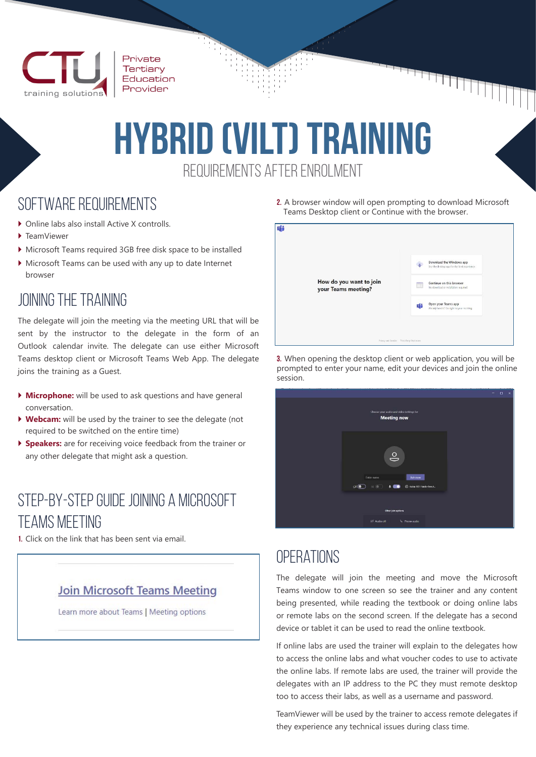CTU training solutions | Private Tertiary Education Provider

# HYBRID (VILT) TRAINING

REQUIREMENTS AFTER ENROLMENT

## SOFTWARE REQUIREMENTS

- Online labs also install Active X controlls.
- TeamViewer
- Microsoft Teams required 3GB free disk space to be installed
- Microsoft Teams can be used with any up to date Internet browser

## JOINING THE TRAINING

The delegate will join the meeting via the meeting URL that will be sent by the instructor to the delegate in the form of an Outlook calendar invite. The delegate can use either Microsoft Teams desktop client or Microsoft Teams Web App. The delegate joins the training as a Guest.

- **Microphone:** will be used to ask questions and have general conversation.
- **Webcam:** will be used by the trainer to see the delegate (not required to be switched on the entire time)
- **Speakers:** are for receiving voice feedback from the trainer or any other delegate that might ask a question.

## STEP-BY-STEP GUIDE JOINING A MICROSOFT TEAMS MEETING

1. Click on the link that has been sent via email.

Join Microsoft Teams Meeting

Learn more about Teams | Meeting options

2. A browser window will open prompting to download Microsoft Teams Desktop client or Continue with the browser.

How do you want to join your Teams meeting?

Download the Windows app

Continue on this browser

Open your Teams app

3. When opening the desktop client or web application, you will be prompted to enter your name, edit your devices and join the online session.

Meeting now

Join now

## OPERATIONS

The delegate will join the meeting and move the Microsoft Teams window to one screen so see the trainer and any content being presented, while reading the textbook or doing online labs or remote labs on the second screen. If the delegate has a second device or tablet it can be used to read the online textbook.

If online labs are used the trainer will explain to the delegates how to access the online labs and what voucher codes to use to activate the online labs. If remote labs are used, the trainer will provide the delegates with an IP address to the PC they must remote desktop too to access their labs, as well as a username and password.

TeamViewer will be used by the trainer to access remote delegates if they experience any technical issues during class time.